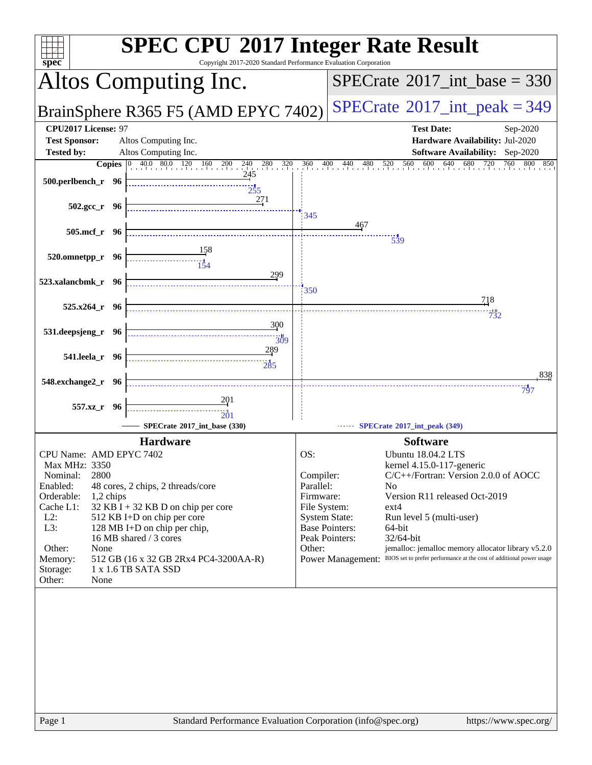# SPEC CPU 2017 Integer Rate Result

Copyright 2017-2020 Standard Performance Evaluation Corporation

## Altos Computing Inc.

## BrainSphere R365 F5 (AMD EPYC 7402)

**SPECrate 2017_int_base = 330**

**SPECrate 2017_int_peak = 349**

| | | | |
|---|---|---|---|
| **CPU2017 License:** | 97 | **Test Date:** | Sep-2020 |
| **Test Sponsor:** | Altos Computing Inc. | **Hardware Availability:** | Jul-2020 |
| **Tested by:** | Altos Computing Inc. | **Software Availability:** | Sep-2020 |

| Benchmark | Copies | Base | Peak |
|---|---|---|---|
| 500.perlbench_r | 96 | 245 | 255 |
| 502.gcc_r | 96 | 271 | 345 |
| 505.mcf_r | 96 | 467 | 539 |
| 520.omnetpp_r | 96 | 158 | 154 |
| 523.xalancbmk_r | 96 | 299 | 350 |
| 525.x264_r | 96 | 718 | 732 |
| 531.deepsjeng_r | 96 | 300 | 309 |
| 541.leela_r | 96 | 289 | 285 |
| 548.exchange2_r | 96 | 838 | 797 |
| 557.xz_r | 96 | 201 | 201 |

SPECrate 2017_int_base (330) — SPECrate 2017_int_peak (349)

### Hardware

| | |
|---|---|
| CPU Name: | AMD EPYC 7402 |
| Max MHz: | 3350 |
| Nominal: | 2800 |
| Enabled: | 48 cores, 2 chips, 2 threads/core |
| Orderable: | 1,2 chips |
| Cache L1: | 32 KB I + 32 KB D on chip per core |
| L2: | 512 KB I+D on chip per core |
| L3: | 128 MB I+D on chip per chip, 16 MB shared / 3 cores |
| Other: | None |
| Memory: | 512 GB (16 x 32 GB 2Rx4 PC4-3200AA-R) |
| Storage: | 1 x 1.6 TB SATA SSD |
| Other: | None |

### Software

| | |
|---|---|
| OS: | Ubuntu 18.04.2 LTS kernel 4.15.0-117-generic |
| Compiler: | C/C++/Fortran: Version 2.0.0 of AOCC |
| Parallel: | No |
| Firmware: | Version R11 released Oct-2019 |
| File System: | ext4 |
| System State: | Run level 5 (multi-user) |
| Base Pointers: | 64-bit |
| Peak Pointers: | 32/64-bit |
| Other: | jemalloc: jemalloc memory allocator library v5.2.0 |
| Power Management: | BIOS set to prefer performance at the cost of additional power usage |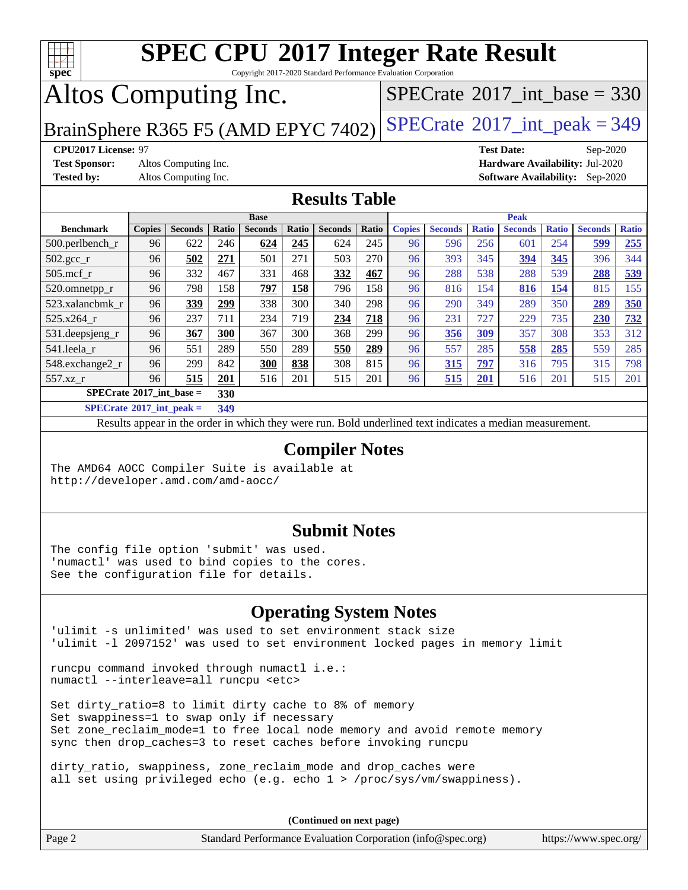# SPEC CPU 2017 Integer Rate Result

Copyright 2017-2020 Standard Performance Evaluation Corporation

# Altos Computing Inc.

BrainSphere R365 F5 (AMD EPYC 7402)

SPECrate 2017_int_base = 330

SPECrate 2017_int_peak = 349

**CPU2017 License:** 97
**Test Sponsor:** Altos Computing Inc.
**Tested by:** Altos Computing Inc.

**Test Date:** Sep-2020
**Hardware Availability:** Jul-2020
**Software Availability:** Sep-2020

## Results Table

| Benchmark | Base | | | | | | | Peak | | | | | | |
|---|---|---|---|---|---|---|---|---|---|---|---|---|---|---|
| | Copies | Seconds | Ratio | Seconds | Ratio | Seconds | Ratio | Copies | Seconds | Ratio | Seconds | Ratio | Seconds | Ratio |
| 500.perlbench_r | 96 | 622 | 246 | **624** | **245** | 624 | 245 | 96 | 596 | 256 | 601 | 254 | **599** | **255** |
| 502.gcc_r | 96 | **502** | **271** | 501 | 271 | 503 | 270 | 96 | 393 | 345 | **394** | **345** | 396 | 344 |
| 505.mcf_r | 96 | 332 | 467 | 331 | 468 | **332** | **467** | 96 | 288 | 538 | 288 | 539 | **288** | **539** |
| 520.omnetpp_r | 96 | 798 | 158 | **797** | **158** | 796 | 158 | 96 | 816 | 154 | **816** | **154** | 815 | 155 |
| 523.xalancbmk_r | 96 | **339** | **299** | 338 | 300 | 340 | 298 | 96 | 290 | 349 | 289 | 350 | **289** | **350** |
| 525.x264_r | 96 | 237 | 711 | 234 | 719 | **234** | **718** | 96 | 231 | 727 | 229 | 735 | **230** | **732** |
| 531.deepsjeng_r | 96 | **367** | **300** | 367 | 300 | 368 | 299 | 96 | **356** | **309** | 357 | 308 | 353 | 312 |
| 541.leela_r | 96 | 551 | 289 | 550 | 289 | **550** | **289** | 96 | 557 | 285 | **558** | **285** | 559 | 285 |
| 548.exchange2_r | 96 | 299 | 842 | **300** | **838** | 308 | 815 | 96 | **315** | **797** | 316 | 795 | 315 | 798 |
| 557.xz_r | 96 | **515** | **201** | 516 | 201 | 515 | 201 | 96 | **515** | **201** | 516 | 201 | 515 | 201 |

**SPECrate 2017_int_base =** **330**

**SPECrate 2017_int_peak =** **349**

Results appear in the order in which they were run. Bold underlined text indicates a median measurement.

## Compiler Notes

```
The AMD64 AOCC Compiler Suite is available at
http://developer.amd.com/amd-aocc/
```

## Submit Notes

```
The config file option 'submit' was used.
'numactl' was used to bind copies to the cores.
See the configuration file for details.
```

## Operating System Notes

```
'ulimit -s unlimited' was used to set environment stack size
'ulimit -l 2097152' was used to set environment locked pages in memory limit

runcpu command invoked through numactl i.e.:
numactl --interleave=all runcpu <etc>

Set dirty_ratio=8 to limit dirty cache to 8% of memory
Set swappiness=1 to swap only if necessary
Set zone_reclaim_mode=1 to free local node memory and avoid remote memory
sync then drop_caches=3 to reset caches before invoking runcpu

dirty_ratio, swappiness, zone_reclaim_mode and drop_caches were
all set using privileged echo (e.g. echo 1 > /proc/sys/vm/swappiness).
```

**(Continued on next page)**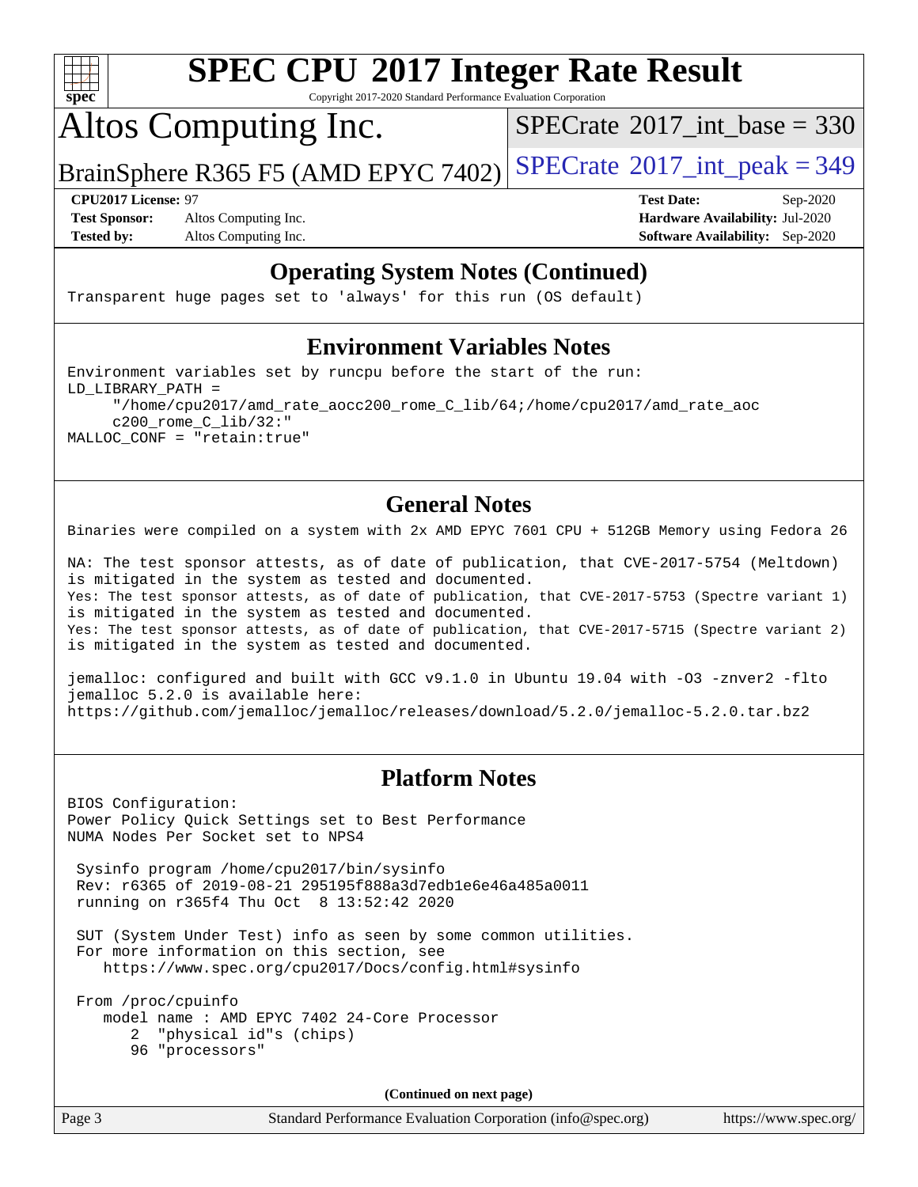## Operating System Notes (Continued)

```
Transparent huge pages set to 'always' for this run (OS default)
```

## Environment Variables Notes

```
Environment variables set by runcpu before the start of the run:
LD_LIBRARY_PATH =
     "/home/cpu2017/amd_rate_aocc200_rome_C_lib/64;/home/cpu2017/amd_rate_aoc
     c200_rome_C_lib/32:"
MALLOC_CONF = "retain:true"
```

## General Notes

```
Binaries were compiled on a system with 2x AMD EPYC 7601 CPU + 512GB Memory using Fedora 26

NA: The test sponsor attests, as of date of publication, that CVE-2017-5754 (Meltdown)
is mitigated in the system as tested and documented.
Yes: The test sponsor attests, as of date of publication, that CVE-2017-5753 (Spectre variant 1)
is mitigated in the system as tested and documented.
Yes: The test sponsor attests, as of date of publication, that CVE-2017-5715 (Spectre variant 2)
is mitigated in the system as tested and documented.

jemalloc: configured and built with GCC v9.1.0 in Ubuntu 19.04 with -O3 -znver2 -flto
jemalloc 5.2.0 is available here:
https://github.com/jemalloc/jemalloc/releases/download/5.2.0/jemalloc-5.2.0.tar.bz2
```

## Platform Notes

```
BIOS Configuration:
Power Policy Quick Settings set to Best Performance
NUMA Nodes Per Socket set to NPS4

 Sysinfo program /home/cpu2017/bin/sysinfo
 Rev: r6365 of 2019-08-21 295195f888a3d7edb1e6e46a485a0011
 running on r365f4 Thu Oct  8 13:52:42 2020

 SUT (System Under Test) info as seen by some common utilities.
 For more information on this section, see
    https://www.spec.org/cpu2017/Docs/config.html#sysinfo

 From /proc/cpuinfo
    model name : AMD EPYC 7402 24-Core Processor
       2  "physical id"s (chips)
       96 "processors"
```

(Continued on next page)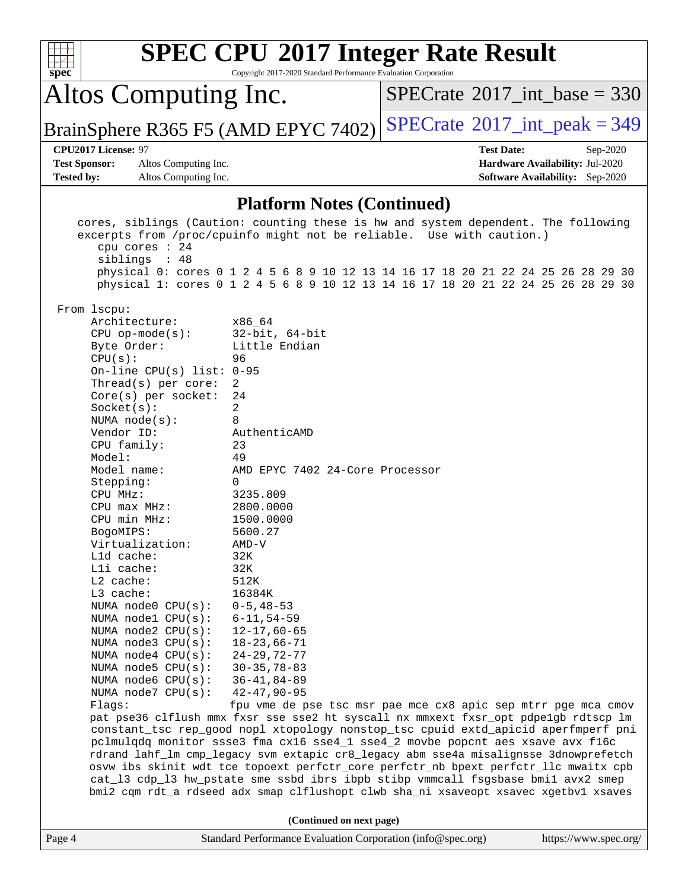## Platform Notes (Continued)

```
    cores, siblings (Caution: counting these is hw and system dependent. The following
    excerpts from /proc/cpuinfo might not be reliable.  Use with caution.)
       cpu cores : 24
       siblings  : 48
       physical 0: cores 0 1 2 4 5 6 8 9 10 12 13 14 16 17 18 20 21 22 24 25 26 28 29 30
       physical 1: cores 0 1 2 4 5 6 8 9 10 12 13 14 16 17 18 20 21 22 24 25 26 28 29 30

 From lscpu:
      Architecture:        x86_64
      CPU op-mode(s):      32-bit, 64-bit
      Byte Order:          Little Endian
      CPU(s):              96
      On-line CPU(s) list: 0-95
      Thread(s) per core:  2
      Core(s) per socket:  24
      Socket(s):           2
      NUMA node(s):        8
      Vendor ID:           AuthenticAMD
      CPU family:          23
      Model:               49
      Model name:          AMD EPYC 7402 24-Core Processor
      Stepping:            0
      CPU MHz:             3235.809
      CPU max MHz:         2800.0000
      CPU min MHz:         1500.0000
      BogoMIPS:            5600.27
      Virtualization:      AMD-V
      L1d cache:           32K
      L1i cache:           32K
      L2 cache:            512K
      L3 cache:            16384K
      NUMA node0 CPU(s):   0-5,48-53
      NUMA node1 CPU(s):   6-11,54-59
      NUMA node2 CPU(s):   12-17,60-65
      NUMA node3 CPU(s):   18-23,66-71
      NUMA node4 CPU(s):   24-29,72-77
      NUMA node5 CPU(s):   30-35,78-83
      NUMA node6 CPU(s):   36-41,84-89
      NUMA node7 CPU(s):   42-47,90-95
      Flags:               fpu vme de pse tsc msr pae mce cx8 apic sep mtrr pge mca cmov
      pat pse36 clflush mmx fxsr sse sse2 ht syscall nx mmxext fxsr_opt pdpe1gb rdtscp lm
      constant_tsc rep_good nopl xtopology nonstop_tsc cpuid extd_apicid aperfmperf pni
      pclmulqdq monitor ssse3 fma cx16 sse4_1 sse4_2 movbe popcnt aes xsave avx f16c
      rdrand lahf_lm cmp_legacy svm extapic cr8_legacy abm sse4a misalignsse 3dnowprefetch
      osvw ibs skinit wdt tce topoext perfctr_core perfctr_nb bpext perfctr_llc mwaitx cpb
      cat_l3 cdp_l3 hw_pstate sme ssbd ibrs ibpb stibp vmmcall fsgsbase bmi1 avx2 smep
      bmi2 cqm rdt_a rdseed adx smap clflushopt clwb sha_ni xsaveopt xsavec xgetbv1 xsaves
```

**(Continued on next page)**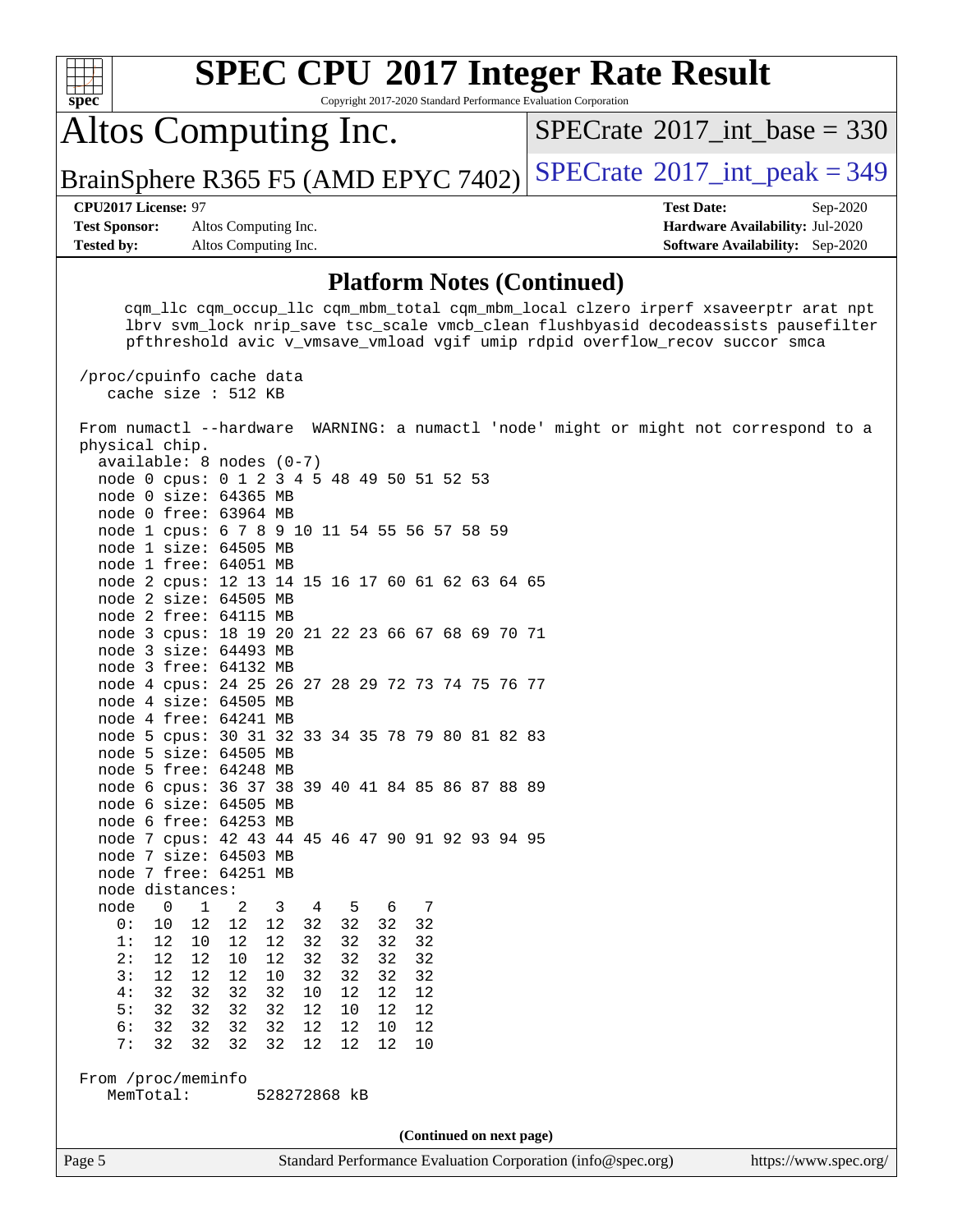## Platform Notes (Continued)

```
     cqm_llc cqm_occup_llc cqm_mbm_total cqm_mbm_local clzero irperf xsaveerptr arat npt
     lbrv svm_lock nrip_save tsc_scale vmcb_clean flushbyasid decodeassists pausefilter
     pfthreshold avic v_vmsave_vmload vgif umip rdpid overflow_recov succor smca

 /proc/cpuinfo cache data
    cache size : 512 KB

 From numactl --hardware  WARNING: a numactl 'node' might or might not correspond to a
 physical chip.
   available: 8 nodes (0-7)
   node 0 cpus: 0 1 2 3 4 5 48 49 50 51 52 53
   node 0 size: 64365 MB
   node 0 free: 63964 MB
   node 1 cpus: 6 7 8 9 10 11 54 55 56 57 58 59
   node 1 size: 64505 MB
   node 1 free: 64051 MB
   node 2 cpus: 12 13 14 15 16 17 60 61 62 63 64 65
   node 2 size: 64505 MB
   node 2 free: 64115 MB
   node 3 cpus: 18 19 20 21 22 23 66 67 68 69 70 71
   node 3 size: 64493 MB
   node 3 free: 64132 MB
   node 4 cpus: 24 25 26 27 28 29 72 73 74 75 76 77
   node 4 size: 64505 MB
   node 4 free: 64241 MB
   node 5 cpus: 30 31 32 33 34 35 78 79 80 81 82 83
   node 5 size: 64505 MB
   node 5 free: 64248 MB
   node 6 cpus: 36 37 38 39 40 41 84 85 86 87 88 89
   node 6 size: 64505 MB
   node 6 free: 64253 MB
   node 7 cpus: 42 43 44 45 46 47 90 91 92 93 94 95
   node 7 size: 64503 MB
   node 7 free: 64251 MB
   node distances:
   node   0   1   2   3   4   5   6   7
     0:  10  12  12  12  32  32  32  32
     1:  12  10  12  12  32  32  32  32
     2:  12  12  10  12  32  32  32  32
     3:  12  12  12  10  32  32  32  32
     4:  32  32  32  32  10  12  12  12
     5:  32  32  32  32  12  10  12  12
     6:  32  32  32  32  12  12  10  12
     7:  32  32  32  32  12  12  12  10

 From /proc/meminfo
    MemTotal:       528272868 kB
```

**(Continued on next page)**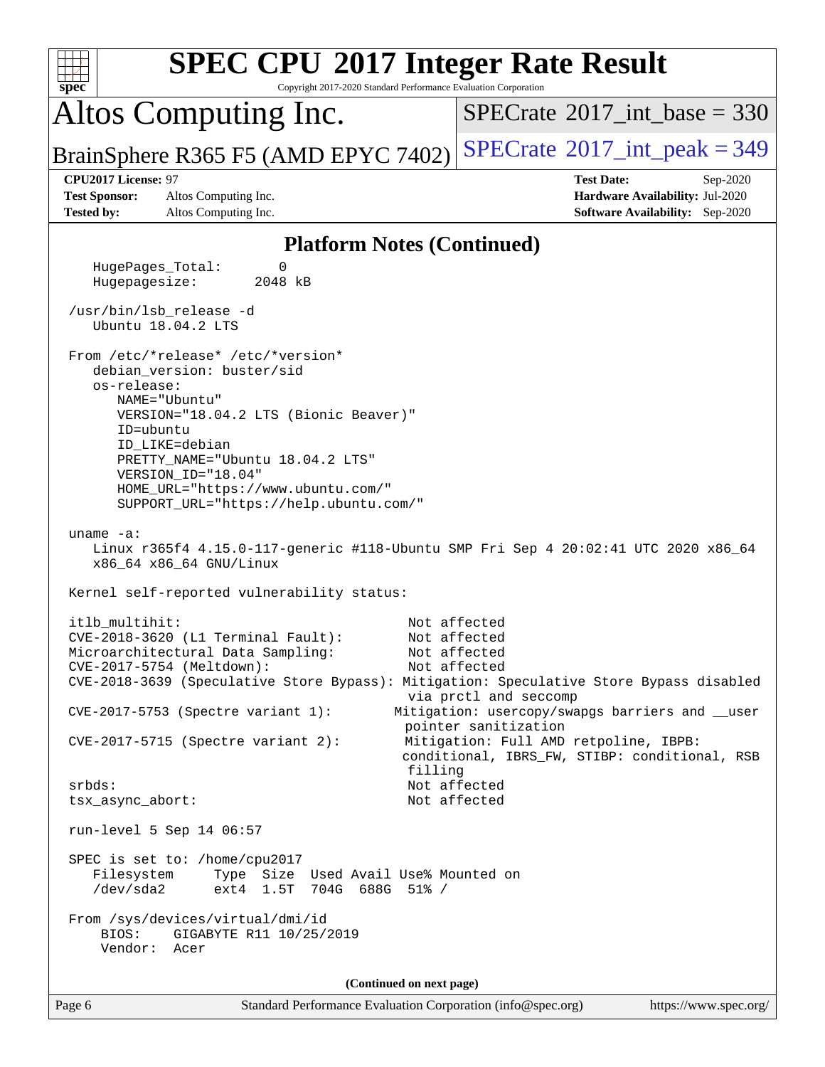## Platform Notes (Continued)

```
   HugePages_Total:       0
   Hugepagesize:       2048 kB

 /usr/bin/lsb_release -d
    Ubuntu 18.04.2 LTS

 From /etc/*release* /etc/*version*
    debian_version: buster/sid
    os-release:
       NAME="Ubuntu"
       VERSION="18.04.2 LTS (Bionic Beaver)"
       ID=ubuntu
       ID_LIKE=debian
       PRETTY_NAME="Ubuntu 18.04.2 LTS"
       VERSION_ID="18.04"
       HOME_URL="https://www.ubuntu.com/"
       SUPPORT_URL="https://help.ubuntu.com/"

 uname -a:
    Linux r365f4 4.15.0-117-generic #118-Ubuntu SMP Fri Sep 4 20:02:41 UTC 2020 x86_64
    x86_64 x86_64 GNU/Linux

 Kernel self-reported vulnerability status:

 itlb_multihit:                                  Not affected
 CVE-2018-3620 (L1 Terminal Fault):              Not affected
 Microarchitectural Data Sampling:               Not affected
 CVE-2017-5754 (Meltdown):                       Not affected
 CVE-2018-3639 (Speculative Store Bypass): Mitigation: Speculative Store Bypass disabled
                                                 via prctl and seccomp
 CVE-2017-5753 (Spectre variant 1):             Mitigation: usercopy/swapgs barriers and __user
                                                 pointer sanitization
 CVE-2017-5715 (Spectre variant 2):             Mitigation: Full AMD retpoline, IBPB:
                                                 conditional, IBRS_FW, STIBP: conditional, RSB
                                                 filling
 srbds:                                          Not affected
 tsx_async_abort:                                Not affected

 run-level 5 Sep 14 06:57

 SPEC is set to: /home/cpu2017
    Filesystem     Type  Size  Used Avail Use% Mounted on
    /dev/sda2      ext4  1.5T  704G  688G  51% /

 From /sys/devices/virtual/dmi/id
     BIOS:    GIGABYTE R11 10/25/2019
     Vendor:  Acer
```

(Continued on next page)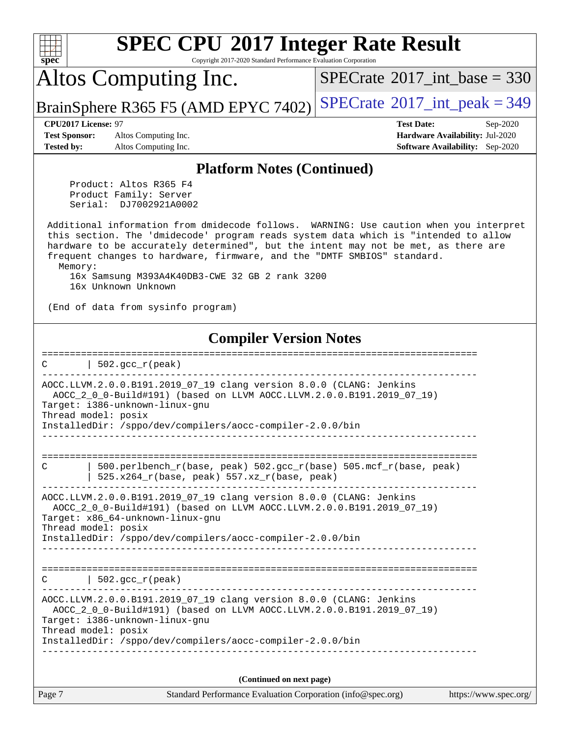## Platform Notes (Continued)

```
     Product: Altos R365 F4
     Product Family: Server
     Serial:  DJ7002921A0002

 Additional information from dmidecode follows.  WARNING: Use caution when you interpret
 this section. The 'dmidecode' program reads system data which is "intended to allow
 hardware to be accurately determined", but the intent may not be met, as there are
 frequent changes to hardware, firmware, and the "DMTF SMBIOS" standard.
   Memory:
     16x Samsung M393A4K40DB3-CWE 32 GB 2 rank 3200
     16x Unknown Unknown

 (End of data from sysinfo program)
```

## Compiler Version Notes

```
==============================================================================
C       | 502.gcc_r(peak)
------------------------------------------------------------------------------
AOCC.LLVM.2.0.0.B191.2019_07_19 clang version 8.0.0 (CLANG: Jenkins
  AOCC_2_0_0-Build#191) (based on LLVM AOCC.LLVM.2.0.0.B191.2019_07_19)
Target: i386-unknown-linux-gnu
Thread model: posix
InstalledDir: /sppo/dev/compilers/aocc-compiler-2.0.0/bin
------------------------------------------------------------------------------

==============================================================================
C       | 500.perlbench_r(base, peak) 502.gcc_r(base) 505.mcf_r(base, peak)
        | 525.x264_r(base, peak) 557.xz_r(base, peak)
------------------------------------------------------------------------------
AOCC.LLVM.2.0.0.B191.2019_07_19 clang version 8.0.0 (CLANG: Jenkins
  AOCC_2_0_0-Build#191) (based on LLVM AOCC.LLVM.2.0.0.B191.2019_07_19)
Target: x86_64-unknown-linux-gnu
Thread model: posix
InstalledDir: /sppo/dev/compilers/aocc-compiler-2.0.0/bin
------------------------------------------------------------------------------

==============================================================================
C       | 502.gcc_r(peak)
------------------------------------------------------------------------------
AOCC.LLVM.2.0.0.B191.2019_07_19 clang version 8.0.0 (CLANG: Jenkins
  AOCC_2_0_0-Build#191) (based on LLVM AOCC.LLVM.2.0.0.B191.2019_07_19)
Target: i386-unknown-linux-gnu
Thread model: posix
InstalledDir: /sppo/dev/compilers/aocc-compiler-2.0.0/bin
------------------------------------------------------------------------------
```

**(Continued on next page)**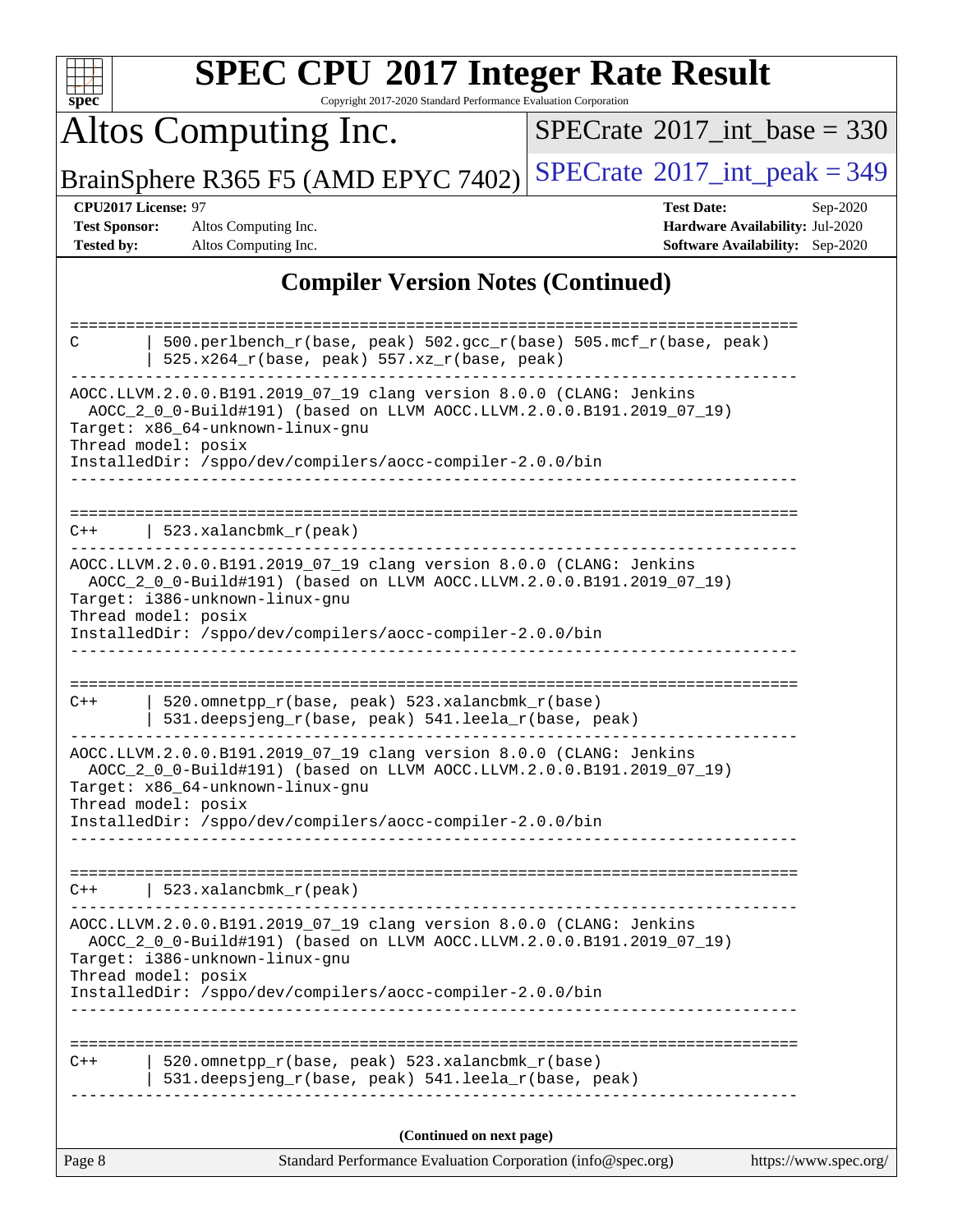## Compiler Version Notes (Continued)

```
==============================================================================
C       | 500.perlbench_r(base, peak) 502.gcc_r(base) 505.mcf_r(base, peak)
        | 525.x264_r(base, peak) 557.xz_r(base, peak)
------------------------------------------------------------------------------
AOCC.LLVM.2.0.0.B191.2019_07_19 clang version 8.0.0 (CLANG: Jenkins
  AOCC_2_0_0-Build#191) (based on LLVM AOCC.LLVM.2.0.0.B191.2019_07_19)
Target: x86_64-unknown-linux-gnu
Thread model: posix
InstalledDir: /sppo/dev/compilers/aocc-compiler-2.0.0/bin
------------------------------------------------------------------------------

==============================================================================
C++     | 523.xalancbmk_r(peak)
------------------------------------------------------------------------------
AOCC.LLVM.2.0.0.B191.2019_07_19 clang version 8.0.0 (CLANG: Jenkins
  AOCC_2_0_0-Build#191) (based on LLVM AOCC.LLVM.2.0.0.B191.2019_07_19)
Target: i386-unknown-linux-gnu
Thread model: posix
InstalledDir: /sppo/dev/compilers/aocc-compiler-2.0.0/bin
------------------------------------------------------------------------------

==============================================================================
C++     | 520.omnetpp_r(base, peak) 523.xalancbmk_r(base)
        | 531.deepsjeng_r(base, peak) 541.leela_r(base, peak)
------------------------------------------------------------------------------
AOCC.LLVM.2.0.0.B191.2019_07_19 clang version 8.0.0 (CLANG: Jenkins
  AOCC_2_0_0-Build#191) (based on LLVM AOCC.LLVM.2.0.0.B191.2019_07_19)
Target: x86_64-unknown-linux-gnu
Thread model: posix
InstalledDir: /sppo/dev/compilers/aocc-compiler-2.0.0/bin
------------------------------------------------------------------------------

==============================================================================
C++     | 523.xalancbmk_r(peak)
------------------------------------------------------------------------------
AOCC.LLVM.2.0.0.B191.2019_07_19 clang version 8.0.0 (CLANG: Jenkins
  AOCC_2_0_0-Build#191) (based on LLVM AOCC.LLVM.2.0.0.B191.2019_07_19)
Target: i386-unknown-linux-gnu
Thread model: posix
InstalledDir: /sppo/dev/compilers/aocc-compiler-2.0.0/bin
------------------------------------------------------------------------------

==============================================================================
C++     | 520.omnetpp_r(base, peak) 523.xalancbmk_r(base)
        | 531.deepsjeng_r(base, peak) 541.leela_r(base, peak)
------------------------------------------------------------------------------
```

**(Continued on next page)**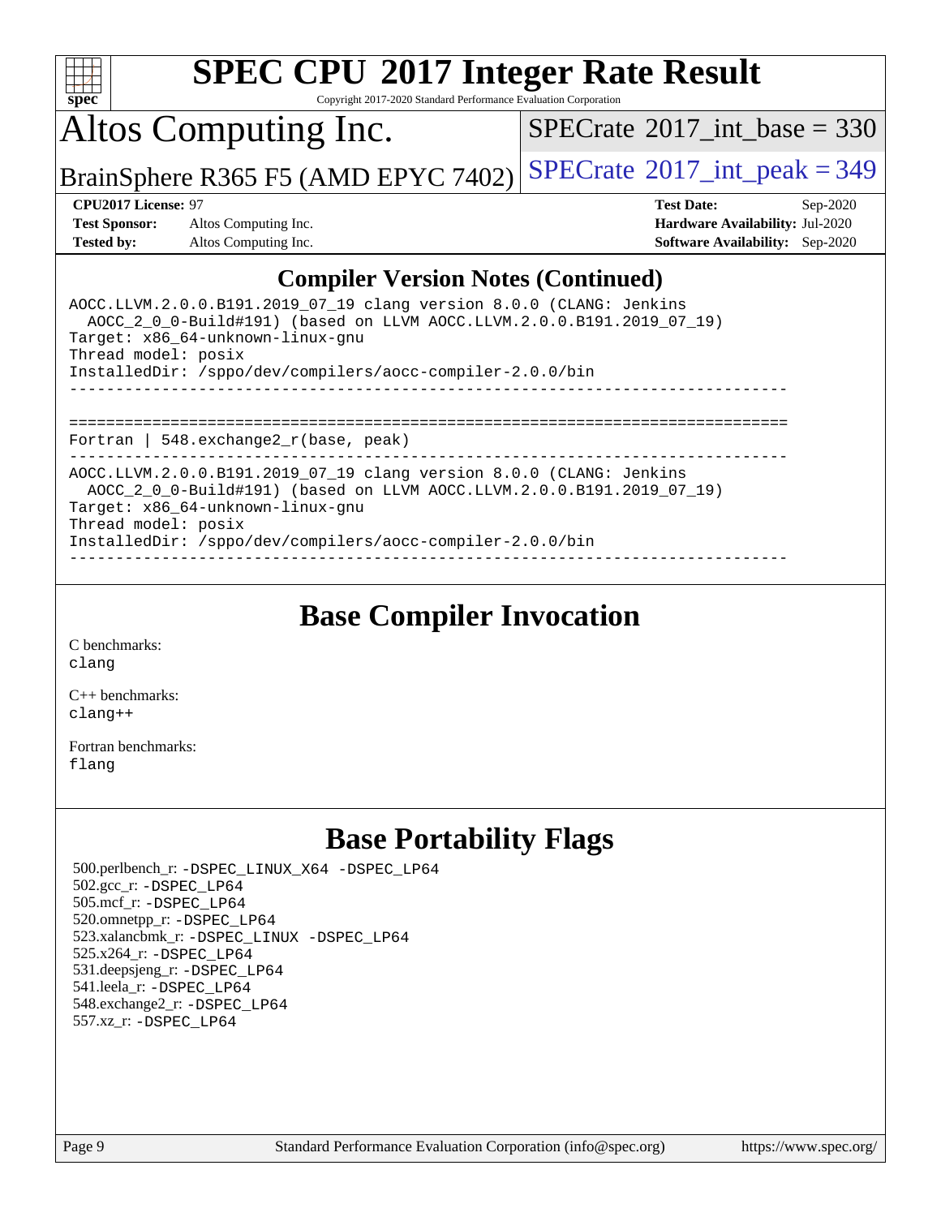# SPEC CPU 2017 Integer Rate Result

Copyright 2017-2020 Standard Performance Evaluation Corporation

## Altos Computing Inc.

BrainSphere R365 F5 (AMD EPYC 7402)

SPECrate 2017_int_base = 330

SPECrate 2017_int_peak = 349

**CPU2017 License:** 97
**Test Sponsor:** Altos Computing Inc.
**Tested by:** Altos Computing Inc.

**Test Date:** Sep-2020
**Hardware Availability:** Jul-2020
**Software Availability:** Sep-2020

## Compiler Version Notes (Continued)

```
AOCC.LLVM.2.0.0.B191.2019_07_19 clang version 8.0.0 (CLANG: Jenkins
  AOCC_2_0_0-Build#191) (based on LLVM AOCC.LLVM.2.0.0.B191.2019_07_19)
Target: x86_64-unknown-linux-gnu
Thread model: posix
InstalledDir: /sppo/dev/compilers/aocc-compiler-2.0.0/bin
------------------------------------------------------------------------------

==============================================================================
Fortran | 548.exchange2_r(base, peak)
------------------------------------------------------------------------------
AOCC.LLVM.2.0.0.B191.2019_07_19 clang version 8.0.0 (CLANG: Jenkins
  AOCC_2_0_0-Build#191) (based on LLVM AOCC.LLVM.2.0.0.B191.2019_07_19)
Target: x86_64-unknown-linux-gnu
Thread model: posix
InstalledDir: /sppo/dev/compilers/aocc-compiler-2.0.0/bin
------------------------------------------------------------------------------
```

## Base Compiler Invocation

C benchmarks:
clang

C++ benchmarks:
clang++

Fortran benchmarks:
flang

## Base Portability Flags

500.perlbench_r: -DSPEC_LINUX_X64 -DSPEC_LP64
502.gcc_r: -DSPEC_LP64
505.mcf_r: -DSPEC_LP64
520.omnetpp_r: -DSPEC_LP64
523.xalancbmk_r: -DSPEC_LINUX -DSPEC_LP64
525.x264_r: -DSPEC_LP64
531.deepsjeng_r: -DSPEC_LP64
541.leela_r: -DSPEC_LP64
548.exchange2_r: -DSPEC_LP64
557.xz_r: -DSPEC_LP64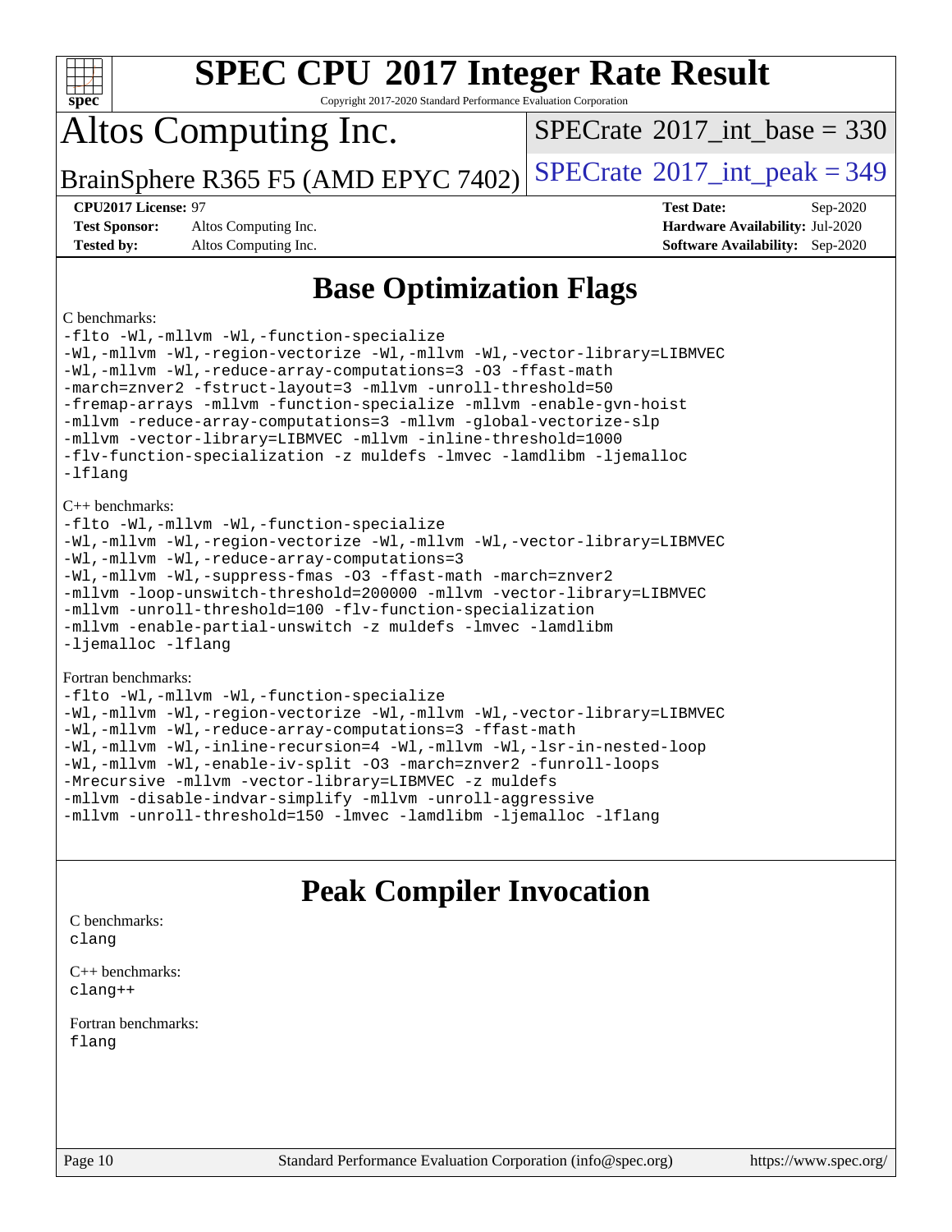# SPEC CPU 2017 Integer Rate Result

Copyright 2017-2020 Standard Performance Evaluation Corporation

## Altos Computing Inc.

BrainSphere R365 F5 (AMD EPYC 7402)

SPECrate 2017_int_base = 330

SPECrate 2017_int_peak = 349

| | | | |
|---|---|---|---|
| **CPU2017 License:** | 97 | **Test Date:** | Sep-2020 |
| **Test Sponsor:** | Altos Computing Inc. | **Hardware Availability:** | Jul-2020 |
| **Tested by:** | Altos Computing Inc. | **Software Availability:** | Sep-2020 |

## Base Optimization Flags

C benchmarks:

```
-flto -Wl,-mllvm -Wl,-function-specialize
-Wl,-mllvm -Wl,-region-vectorize -Wl,-mllvm -Wl,-vector-library=LIBMVEC
-Wl,-mllvm -Wl,-reduce-array-computations=3 -O3 -ffast-math
-march=znver2 -fstruct-layout=3 -mllvm -unroll-threshold=50
-fremap-arrays -mllvm -function-specialize -mllvm -enable-gvn-hoist
-mllvm -reduce-array-computations=3 -mllvm -global-vectorize-slp
-mllvm -vector-library=LIBMVEC -mllvm -inline-threshold=1000
-flv-function-specialization -z muldefs -lmvec -lamdlibm -ljemalloc
-lflang
```

C++ benchmarks:

```
-flto -Wl,-mllvm -Wl,-function-specialize
-Wl,-mllvm -Wl,-region-vectorize -Wl,-mllvm -Wl,-vector-library=LIBMVEC
-Wl,-mllvm -Wl,-reduce-array-computations=3
-Wl,-mllvm -Wl,-suppress-fmas -O3 -ffast-math -march=znver2
-mllvm -loop-unswitch-threshold=200000 -mllvm -vector-library=LIBMVEC
-mllvm -unroll-threshold=100 -flv-function-specialization
-mllvm -enable-partial-unswitch -z muldefs -lmvec -lamdlibm
-ljemalloc -lflang
```

Fortran benchmarks:

```
-flto -Wl,-mllvm -Wl,-function-specialize
-Wl,-mllvm -Wl,-region-vectorize -Wl,-mllvm -Wl,-vector-library=LIBMVEC
-Wl,-mllvm -Wl,-reduce-array-computations=3 -ffast-math
-Wl,-mllvm -Wl,-inline-recursion=4 -Wl,-mllvm -Wl,-lsr-in-nested-loop
-Wl,-mllvm -Wl,-enable-iv-split -O3 -march=znver2 -funroll-loops
-Mrecursive -mllvm -vector-library=LIBMVEC -z muldefs
-mllvm -disable-indvar-simplify -mllvm -unroll-aggressive
-mllvm -unroll-threshold=150 -lmvec -lamdlibm -ljemalloc -lflang
```

## Peak Compiler Invocation

C benchmarks:

```
clang
```

C++ benchmarks:

```
clang++
```

Fortran benchmarks:

```
flang
```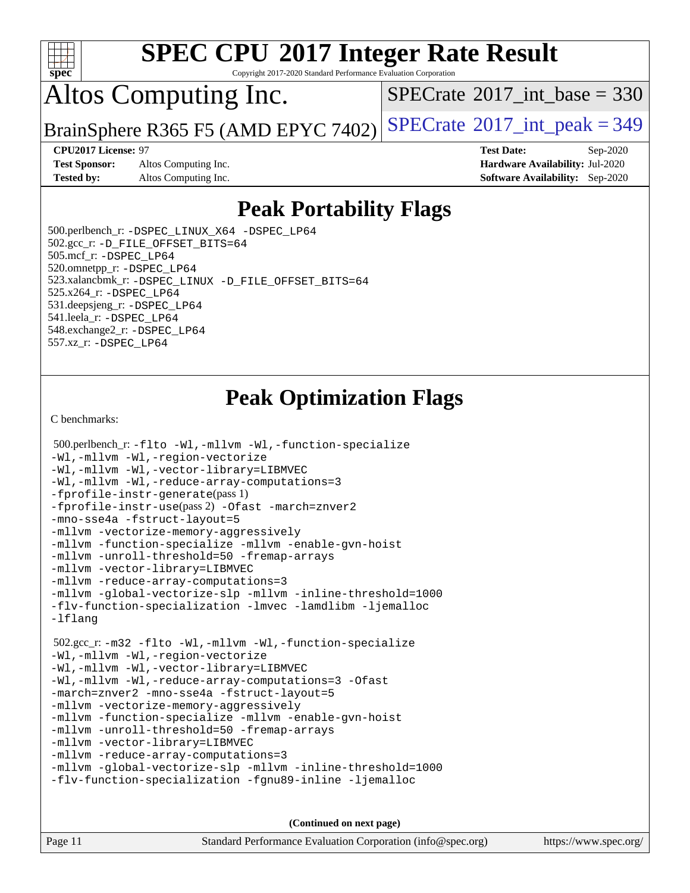## Peak Portability Flags

500.perlbench_r: `-DSPEC_LINUX_X64 -DSPEC_LP64`
502.gcc_r: `-D_FILE_OFFSET_BITS=64`
505.mcf_r: `-DSPEC_LP64`
520.omnetpp_r: `-DSPEC_LP64`
523.xalancbmk_r: `-DSPEC_LINUX -D_FILE_OFFSET_BITS=64`
525.x264_r: `-DSPEC_LP64`
531.deepsjeng_r: `-DSPEC_LP64`
541.leela_r: `-DSPEC_LP64`
548.exchange2_r: `-DSPEC_LP64`
557.xz_r: `-DSPEC_LP64`

## Peak Optimization Flags

C benchmarks:

500.perlbench_r: `-flto -Wl,-mllvm -Wl,-function-specialize -Wl,-mllvm -Wl,-region-vectorize -Wl,-mllvm -Wl,-vector-library=LIBMVEC -Wl,-mllvm -Wl,-reduce-array-computations=3 -fprofile-instr-generate`(pass 1) `-fprofile-instr-use`(pass 2) `-Ofast -march=znver2 -mno-sse4a -fstruct-layout=5 -mllvm -vectorize-memory-aggressively -mllvm -function-specialize -mllvm -enable-gvn-hoist -mllvm -unroll-threshold=50 -fremap-arrays -mllvm -vector-library=LIBMVEC -mllvm -reduce-array-computations=3 -mllvm -global-vectorize-slp -mllvm -inline-threshold=1000 -flv-function-specialization -lmvec -lamdlibm -ljemalloc -lflang`

502.gcc_r: `-m32 -flto -Wl,-mllvm -Wl,-function-specialize -Wl,-mllvm -Wl,-region-vectorize -Wl,-mllvm -Wl,-vector-library=LIBMVEC -Wl,-mllvm -Wl,-reduce-array-computations=3 -Ofast -march=znver2 -mno-sse4a -fstruct-layout=5 -mllvm -vectorize-memory-aggressively -mllvm -function-specialize -mllvm -enable-gvn-hoist -mllvm -unroll-threshold=50 -fremap-arrays -mllvm -vector-library=LIBMVEC -mllvm -reduce-array-computations=3 -mllvm -global-vectorize-slp -mllvm -inline-threshold=1000 -flv-function-specialization -fgnu89-inline -ljemalloc`

(Continued on next page)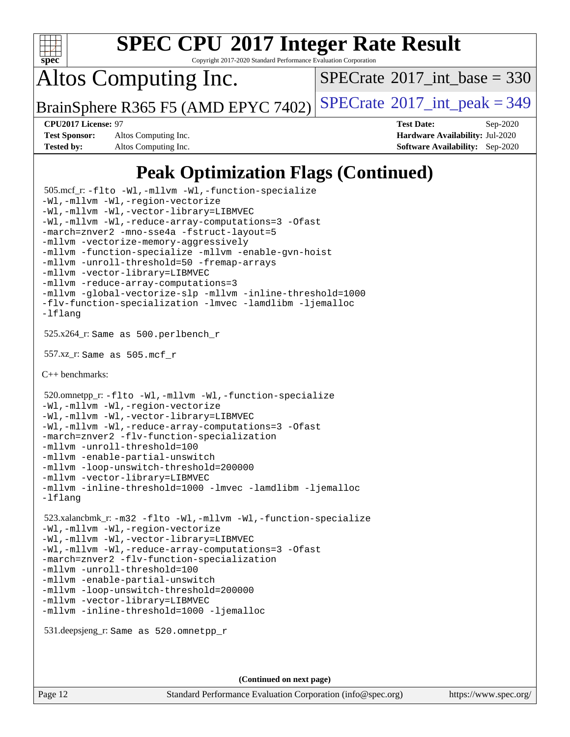# Peak Optimization Flags (Continued)

505.mcf_r: -flto -Wl,-mllvm -Wl,-function-specialize -Wl,-mllvm -Wl,-region-vectorize -Wl,-mllvm -Wl,-vector-library=LIBMVEC -Wl,-mllvm -Wl,-reduce-array-computations=3 -Ofast -march=znver2 -mno-sse4a -fstruct-layout=5 -mllvm -vectorize-memory-aggressively -mllvm -function-specialize -mllvm -enable-gvn-hoist -mllvm -unroll-threshold=50 -fremap-arrays -mllvm -vector-library=LIBMVEC -mllvm -reduce-array-computations=3 -mllvm -global-vectorize-slp -mllvm -inline-threshold=1000 -flv-function-specialization -lmvec -lamdlibm -ljemalloc -lflang

525.x264_r: Same as 500.perlbench_r

557.xz_r: Same as 505.mcf_r

C++ benchmarks:

520.omnetpp_r: -flto -Wl,-mllvm -Wl,-function-specialize -Wl,-mllvm -Wl,-region-vectorize -Wl,-mllvm -Wl,-vector-library=LIBMVEC -Wl,-mllvm -Wl,-reduce-array-computations=3 -Ofast -march=znver2 -flv-function-specialization -mllvm -unroll-threshold=100 -mllvm -enable-partial-unswitch -mllvm -loop-unswitch-threshold=200000 -mllvm -vector-library=LIBMVEC -mllvm -inline-threshold=1000 -lmvec -lamdlibm -ljemalloc -lflang

523.xalancbmk_r: -m32 -flto -Wl,-mllvm -Wl,-function-specialize -Wl,-mllvm -Wl,-region-vectorize -Wl,-mllvm -Wl,-vector-library=LIBMVEC -Wl,-mllvm -Wl,-reduce-array-computations=3 -Ofast -march=znver2 -flv-function-specialization -mllvm -unroll-threshold=100 -mllvm -enable-partial-unswitch -mllvm -loop-unswitch-threshold=200000 -mllvm -vector-library=LIBMVEC -mllvm -inline-threshold=1000 -ljemalloc

531.deepsjeng_r: Same as 520.omnetpp_r

(Continued on next page)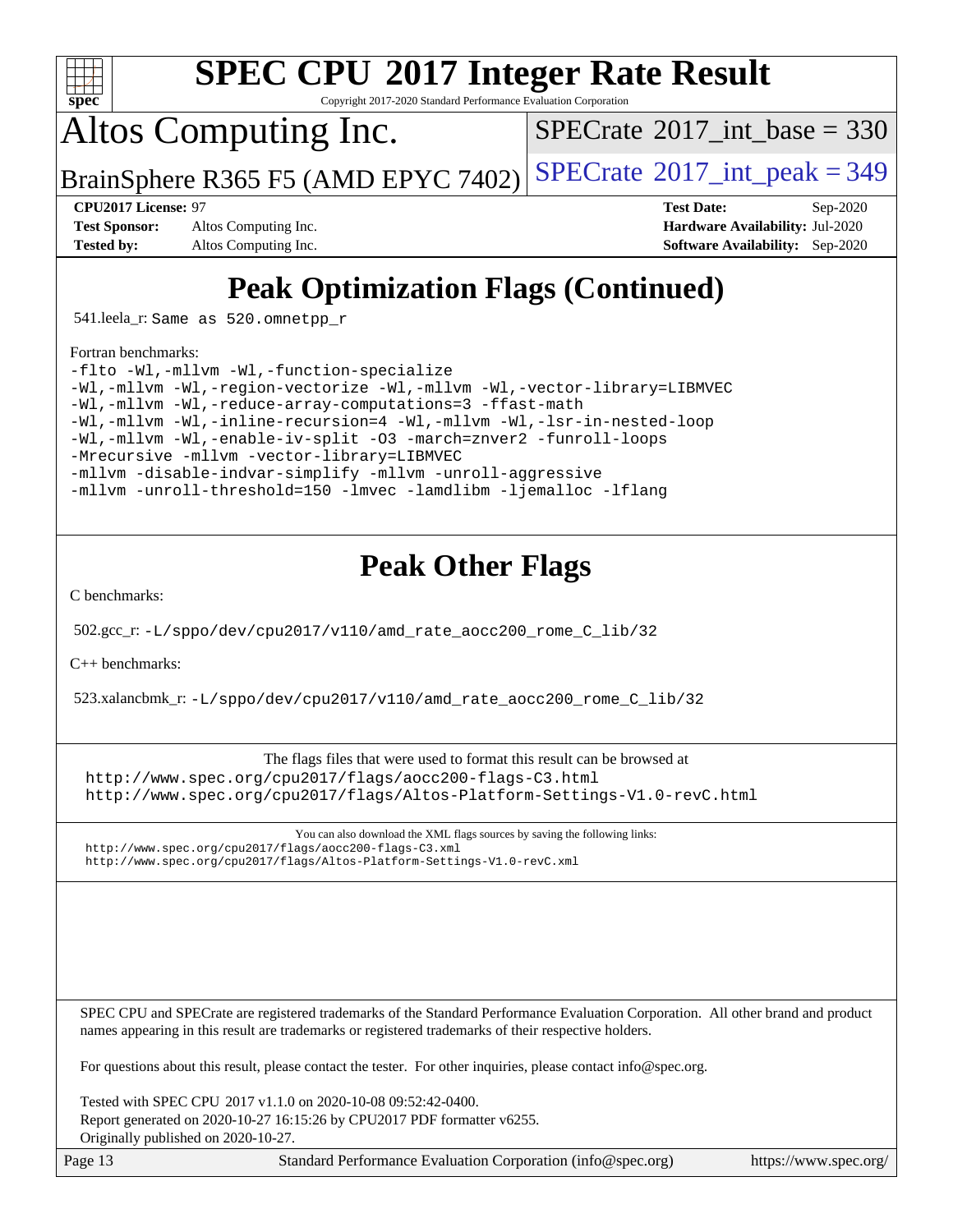# Peak Optimization Flags (Continued)

541.leela_r: `Same as 520.omnetpp_r`

Fortran benchmarks:

```
-flto -Wl,-mllvm -Wl,-function-specialize
-Wl,-mllvm -Wl,-region-vectorize -Wl,-mllvm -Wl,-vector-library=LIBMVEC
-Wl,-mllvm -Wl,-reduce-array-computations=3 -ffast-math
-Wl,-mllvm -Wl,-inline-recursion=4 -Wl,-mllvm -Wl,-lsr-in-nested-loop
-Wl,-mllvm -Wl,-enable-iv-split -O3 -march=znver2 -funroll-loops
-Mrecursive -mllvm -vector-library=LIBMVEC
-mllvm -disable-indvar-simplify -mllvm -unroll-aggressive
-mllvm -unroll-threshold=150 -lmvec -lamdlibm -ljemalloc -lflang
```

# Peak Other Flags

C benchmarks:

502.gcc_r: `-L/sppo/dev/cpu2017/v110/amd_rate_aocc200_rome_C_lib/32`

C++ benchmarks:

523.xalancbmk_r: `-L/sppo/dev/cpu2017/v110/amd_rate_aocc200_rome_C_lib/32`

The flags files that were used to format this result can be browsed at
http://www.spec.org/cpu2017/flags/aocc200-flags-C3.html
http://www.spec.org/cpu2017/flags/Altos-Platform-Settings-V1.0-revC.html

You can also download the XML flags sources by saving the following links:
http://www.spec.org/cpu2017/flags/aocc200-flags-C3.xml
http://www.spec.org/cpu2017/flags/Altos-Platform-Settings-V1.0-revC.xml

SPEC CPU and SPECrate are registered trademarks of the Standard Performance Evaluation Corporation. All other brand and product names appearing in this result are trademarks or registered trademarks of their respective holders.

For questions about this result, please contact the tester. For other inquiries, please contact info@spec.org.

Tested with SPEC CPU 2017 v1.1.0 on 2020-10-08 09:52:42-0400.
Report generated on 2020-10-27 16:15:26 by CPU2017 PDF formatter v6255.
Originally published on 2020-10-27.